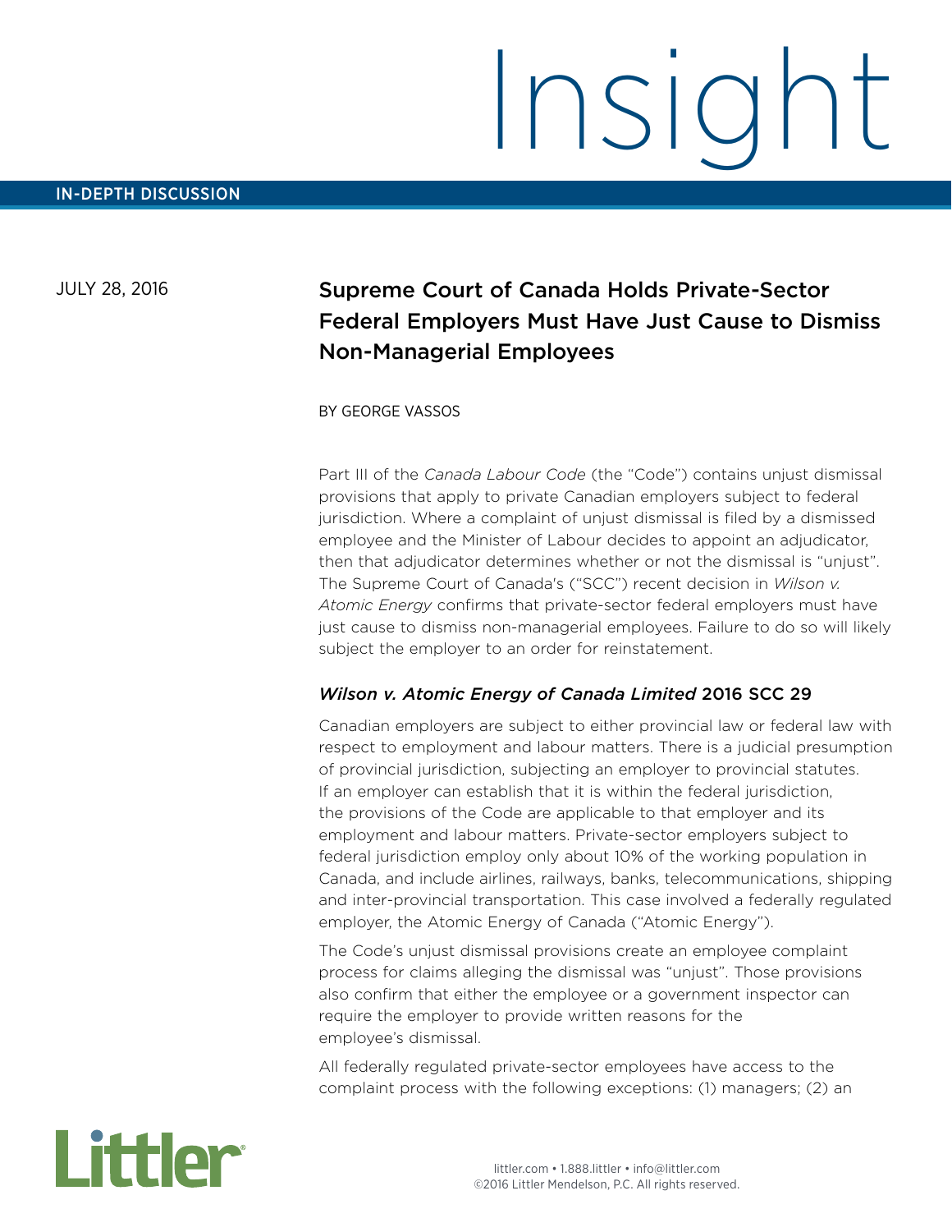Insight

IN-DEPTH DISCUSSION

JULY 28, 2016

# Supreme Court of Canada Holds Private-Sector Federal Employers Must Have Just Cause to Dismiss Non-Managerial Employees

BY GEORGE VASSOS

Part III of the *Canada Labour Code* (the "Code") contains unjust dismissal provisions that apply to private Canadian employers subject to federal jurisdiction. Where a complaint of unjust dismissal is filed by a dismissed employee and the Minister of Labour decides to appoint an adjudicator, then that adjudicator determines whether or not the dismissal is "unjust". The Supreme Court of Canada's ("SCC") recent decision in *Wilson v. Atomic Energy* confirms that private-sector federal employers must have just cause to dismiss non-managerial employees. Failure to do so will likely subject the employer to an order for reinstatement.

## *Wilson v. Atomic Energy of Canada Limited* 2016 SCC 29

Canadian employers are subject to either provincial law or federal law with respect to employment and labour matters. There is a judicial presumption of provincial jurisdiction, subjecting an employer to provincial statutes. If an employer can establish that it is within the federal jurisdiction, the provisions of the Code are applicable to that employer and its employment and labour matters. Private-sector employers subject to federal jurisdiction employ only about 10% of the working population in Canada, and include airlines, railways, banks, telecommunications, shipping and inter-provincial transportation. This case involved a federally regulated employer, the Atomic Energy of Canada ("Atomic Energy").

The Code's unjust dismissal provisions create an employee complaint process for claims alleging the dismissal was "unjust". Those provisions also confirm that either the employee or a government inspector can require the employer to provide written reasons for the employee's dismissal.

All federally regulated private-sector employees have access to the complaint process with the following exceptions: (1) managers; (2) an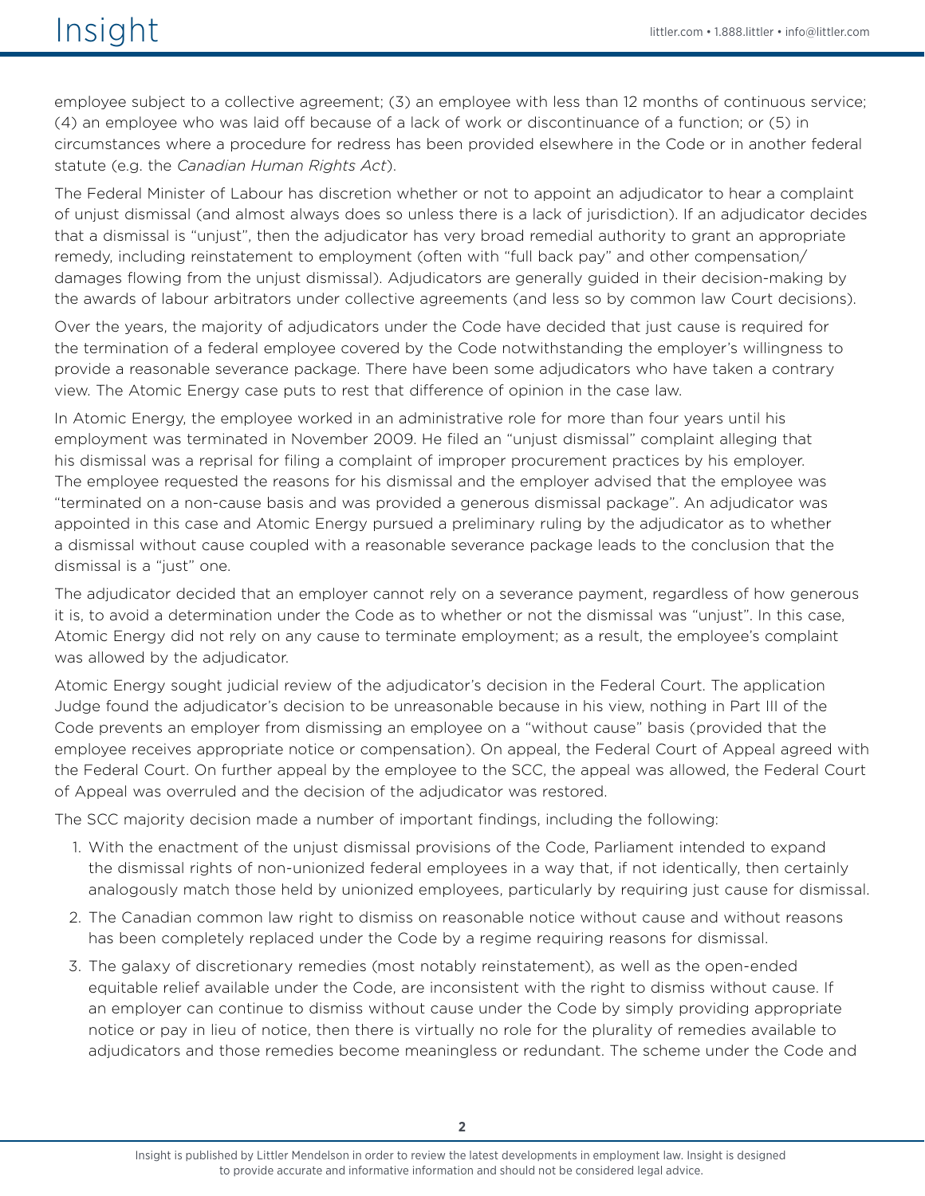employee subject to a collective agreement; (3) an employee with less than 12 months of continuous service; (4) an employee who was laid off because of a lack of work or discontinuance of a function; or (5) in circumstances where a procedure for redress has been provided elsewhere in the Code or in another federal statute (e.g. the *Canadian Human Rights Act*).

The Federal Minister of Labour has discretion whether or not to appoint an adjudicator to hear a complaint of unjust dismissal (and almost always does so unless there is a lack of jurisdiction). If an adjudicator decides that a dismissal is "unjust", then the adjudicator has very broad remedial authority to grant an appropriate remedy, including reinstatement to employment (often with "full back pay" and other compensation/damages flowing from the unjust dismissal). Adjudicators are generally guided in their decision-making by the awards of labour arbitrators under collective agreements (and less so by common law Court decisions).

Over the years, the majority of adjudicators under the Code have decided that just cause is required for the termination of a federal employee covered by the Code notwithstanding the employer's willingness to provide a reasonable severance package. There have been some adjudicators who have taken a contrary view. The Atomic Energy case puts to rest that difference of opinion in the case law.

In Atomic Energy, the employee worked in an administrative role for more than four years until his employment was terminated in November 2009. He filed an "unjust dismissal" complaint alleging that his dismissal was a reprisal for filing a complaint of improper procurement practices by his employer. The employee requested the reasons for his dismissal and the employer advised that the employee was "terminated on a non-cause basis and was provided a generous dismissal package". An adjudicator was appointed in this case and Atomic Energy pursued a preliminary ruling by the adjudicator as to whether a dismissal without cause coupled with a reasonable severance package leads to the conclusion that the dismissal is a "just" one.

The adjudicator decided that an employer cannot rely on a severance payment, regardless of how generous it is, to avoid a determination under the Code as to whether or not the dismissal was "unjust". In this case, Atomic Energy did not rely on any cause to terminate employment; as a result, the employee's complaint was allowed by the adjudicator.

Atomic Energy sought judicial review of the adjudicator's decision in the Federal Court. The application Judge found the adjudicator's decision to be unreasonable because in his view, nothing in Part III of the Code prevents an employer from dismissing an employee on a "without cause" basis (provided that the employee receives appropriate notice or compensation). On appeal, the Federal Court of Appeal agreed with the Federal Court. On further appeal by the employee to the SCC, the appeal was allowed, the Federal Court of Appeal was overruled and the decision of the adjudicator was restored.

The SCC majority decision made a number of important findings, including the following:

1. With the enactment of the unjust dismissal provisions of the Code, Parliament intended to expand the dismissal rights of non-unionized federal employees in a way that, if not identically, then certainly analogously match those held by unionized employees, particularly by requiring just cause for dismissal.
2. The Canadian common law right to dismiss on reasonable notice without cause and without reasons has been completely replaced under the Code by a regime requiring reasons for dismissal.
3. The galaxy of discretionary remedies (most notably reinstatement), as well as the open-ended equitable relief available under the Code, are inconsistent with the right to dismiss without cause. If an employer can continue to dismiss without cause under the Code by simply providing appropriate notice or pay in lieu of notice, then there is virtually no role for the plurality of remedies available to adjudicators and those remedies become meaningless or redundant. The scheme under the Code and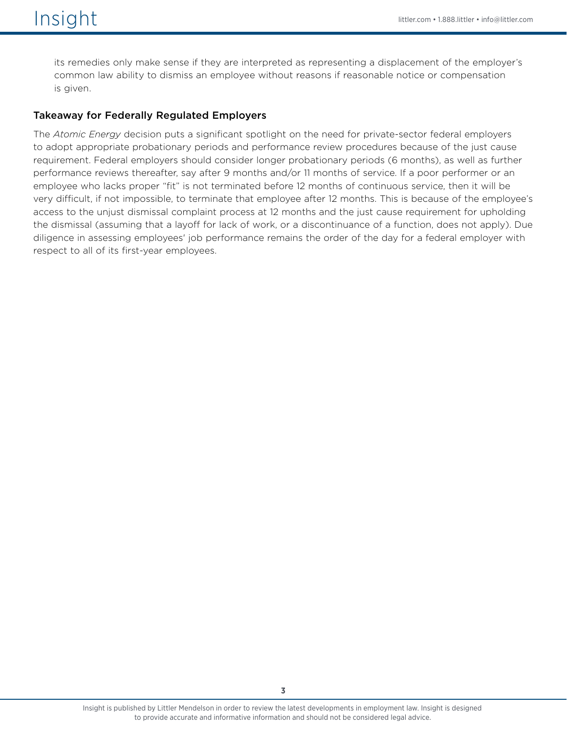its remedies only make sense if they are interpreted as representing a displacement of the employer's common law ability to dismiss an employee without reasons if reasonable notice or compensation is given.

### Takeaway for Federally Regulated Employers

The *Atomic Energy* decision puts a significant spotlight on the need for private-sector federal employers to adopt appropriate probationary periods and performance review procedures because of the just cause requirement. Federal employers should consider longer probationary periods (6 months), as well as further performance reviews thereafter, say after 9 months and/or 11 months of service. If a poor performer or an employee who lacks proper "fit" is not terminated before 12 months of continuous service, then it will be very difficult, if not impossible, to terminate that employee after 12 months. This is because of the employee's access to the unjust dismissal complaint process at 12 months and the just cause requirement for upholding the dismissal (assuming that a layoff for lack of work, or a discontinuance of a function, does not apply). Due diligence in assessing employees' job performance remains the order of the day for a federal employer with respect to all of its first-year employees.